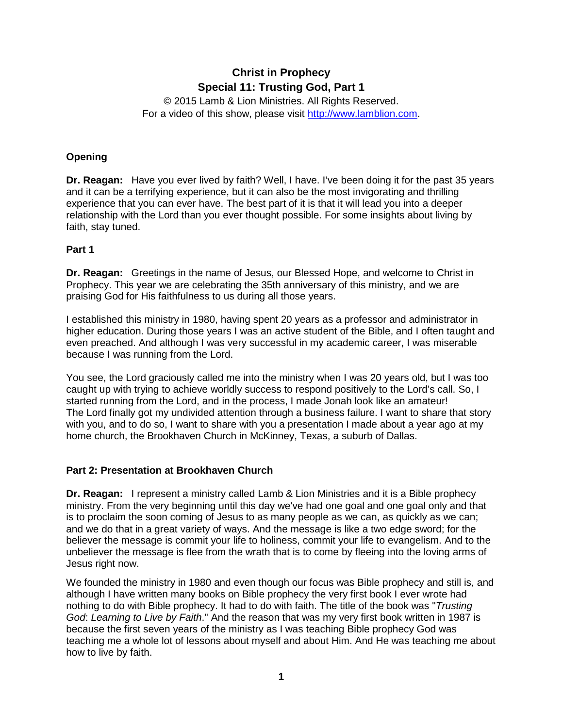# Christ in Prophecy

## Special 11: Trusting God, Part 1

© 2015 Lamb & Lion Ministries. All Rights Reserved.
For a video of this show, please visit http://www.lamblion.com.

### Opening

**Dr. Reagan:** Have you ever lived by faith? Well, I have. I've been doing it for the past 35 years and it can be a terrifying experience, but it can also be the most invigorating and thrilling experience that you can ever have. The best part of it is that it will lead you into a deeper relationship with the Lord than you ever thought possible. For some insights about living by faith, stay tuned.

### Part 1

**Dr. Reagan:** Greetings in the name of Jesus, our Blessed Hope, and welcome to Christ in Prophecy. This year we are celebrating the 35th anniversary of this ministry, and we are praising God for His faithfulness to us during all those years.

I established this ministry in 1980, having spent 20 years as a professor and administrator in higher education. During those years I was an active student of the Bible, and I often taught and even preached. And although I was very successful in my academic career, I was miserable because I was running from the Lord.

You see, the Lord graciously called me into the ministry when I was 20 years old, but I was too caught up with trying to achieve worldly success to respond positively to the Lord's call. So, I started running from the Lord, and in the process, I made Jonah look like an amateur! The Lord finally got my undivided attention through a business failure. I want to share that story with you, and to do so, I want to share with you a presentation I made about a year ago at my home church, the Brookhaven Church in McKinney, Texas, a suburb of Dallas.

### Part 2: Presentation at Brookhaven Church

**Dr. Reagan:** I represent a ministry called Lamb & Lion Ministries and it is a Bible prophecy ministry. From the very beginning until this day we've had one goal and one goal only and that is to proclaim the soon coming of Jesus to as many people as we can, as quickly as we can; and we do that in a great variety of ways. And the message is like a two edge sword; for the believer the message is commit your life to holiness, commit your life to evangelism. And to the unbeliever the message is flee from the wrath that is to come by fleeing into the loving arms of Jesus right now.

We founded the ministry in 1980 and even though our focus was Bible prophecy and still is, and although I have written many books on Bible prophecy the very first book I ever wrote had nothing to do with Bible prophecy. It had to do with faith. The title of the book was "*Trusting God*: *Learning to Live by Faith*." And the reason that was my very first book written in 1987 is because the first seven years of the ministry as I was teaching Bible prophecy God was teaching me a whole lot of lessons about myself and about Him. And He was teaching me about how to live by faith.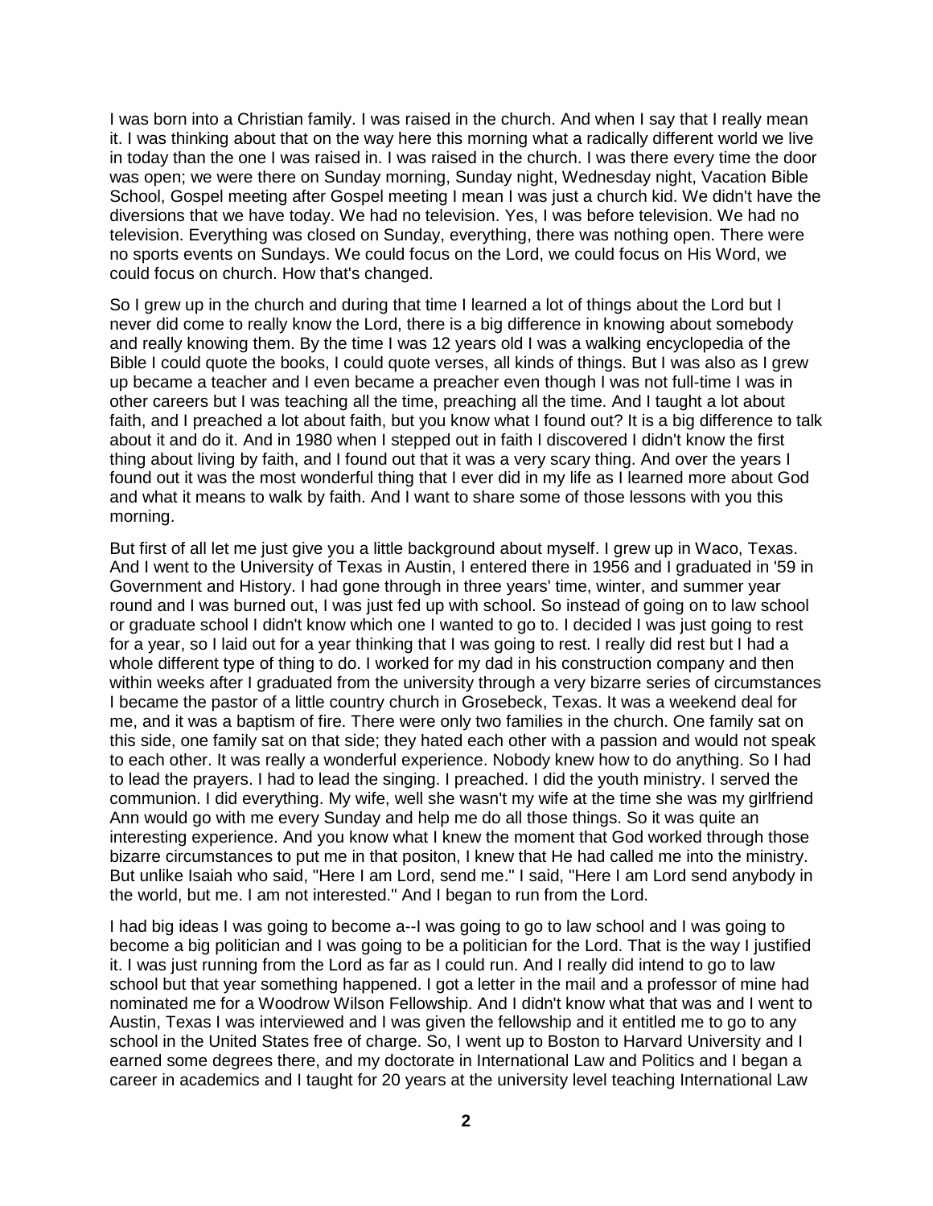I was born into a Christian family. I was raised in the church. And when I say that I really mean it. I was thinking about that on the way here this morning what a radically different world we live in today than the one I was raised in. I was raised in the church. I was there every time the door was open; we were there on Sunday morning, Sunday night, Wednesday night, Vacation Bible School, Gospel meeting after Gospel meeting I mean I was just a church kid. We didn't have the diversions that we have today. We had no television. Yes, I was before television. We had no television. Everything was closed on Sunday, everything, there was nothing open. There were no sports events on Sundays. We could focus on the Lord, we could focus on His Word, we could focus on church. How that's changed.

So I grew up in the church and during that time I learned a lot of things about the Lord but I never did come to really know the Lord, there is a big difference in knowing about somebody and really knowing them. By the time I was 12 years old I was a walking encyclopedia of the Bible I could quote the books, I could quote verses, all kinds of things. But I was also as I grew up became a teacher and I even became a preacher even though I was not full-time I was in other careers but I was teaching all the time, preaching all the time. And I taught a lot about faith, and I preached a lot about faith, but you know what I found out? It is a big difference to talk about it and do it. And in 1980 when I stepped out in faith I discovered I didn't know the first thing about living by faith, and I found out that it was a very scary thing. And over the years I found out it was the most wonderful thing that I ever did in my life as I learned more about God and what it means to walk by faith. And I want to share some of those lessons with you this morning.

But first of all let me just give you a little background about myself. I grew up in Waco, Texas. And I went to the University of Texas in Austin, I entered there in 1956 and I graduated in '59 in Government and History. I had gone through in three years' time, winter, and summer year round and I was burned out, I was just fed up with school. So instead of going on to law school or graduate school I didn't know which one I wanted to go to. I decided I was just going to rest for a year, so I laid out for a year thinking that I was going to rest. I really did rest but I had a whole different type of thing to do. I worked for my dad in his construction company and then within weeks after I graduated from the university through a very bizarre series of circumstances I became the pastor of a little country church in Grosebeck, Texas. It was a weekend deal for me, and it was a baptism of fire. There were only two families in the church. One family sat on this side, one family sat on that side; they hated each other with a passion and would not speak to each other. It was really a wonderful experience. Nobody knew how to do anything. So I had to lead the prayers. I had to lead the singing. I preached. I did the youth ministry. I served the communion. I did everything. My wife, well she wasn't my wife at the time she was my girlfriend Ann would go with me every Sunday and help me do all those things. So it was quite an interesting experience. And you know what I knew the moment that God worked through those bizarre circumstances to put me in that positon, I knew that He had called me into the ministry. But unlike Isaiah who said, "Here I am Lord, send me." I said, "Here I am Lord send anybody in the world, but me. I am not interested." And I began to run from the Lord.

I had big ideas I was going to become a--I was going to go to law school and I was going to become a big politician and I was going to be a politician for the Lord. That is the way I justified it. I was just running from the Lord as far as I could run. And I really did intend to go to law school but that year something happened. I got a letter in the mail and a professor of mine had nominated me for a Woodrow Wilson Fellowship. And I didn't know what that was and I went to Austin, Texas I was interviewed and I was given the fellowship and it entitled me to go to any school in the United States free of charge. So, I went up to Boston to Harvard University and I earned some degrees there, and my doctorate in International Law and Politics and I began a career in academics and I taught for 20 years at the university level teaching International Law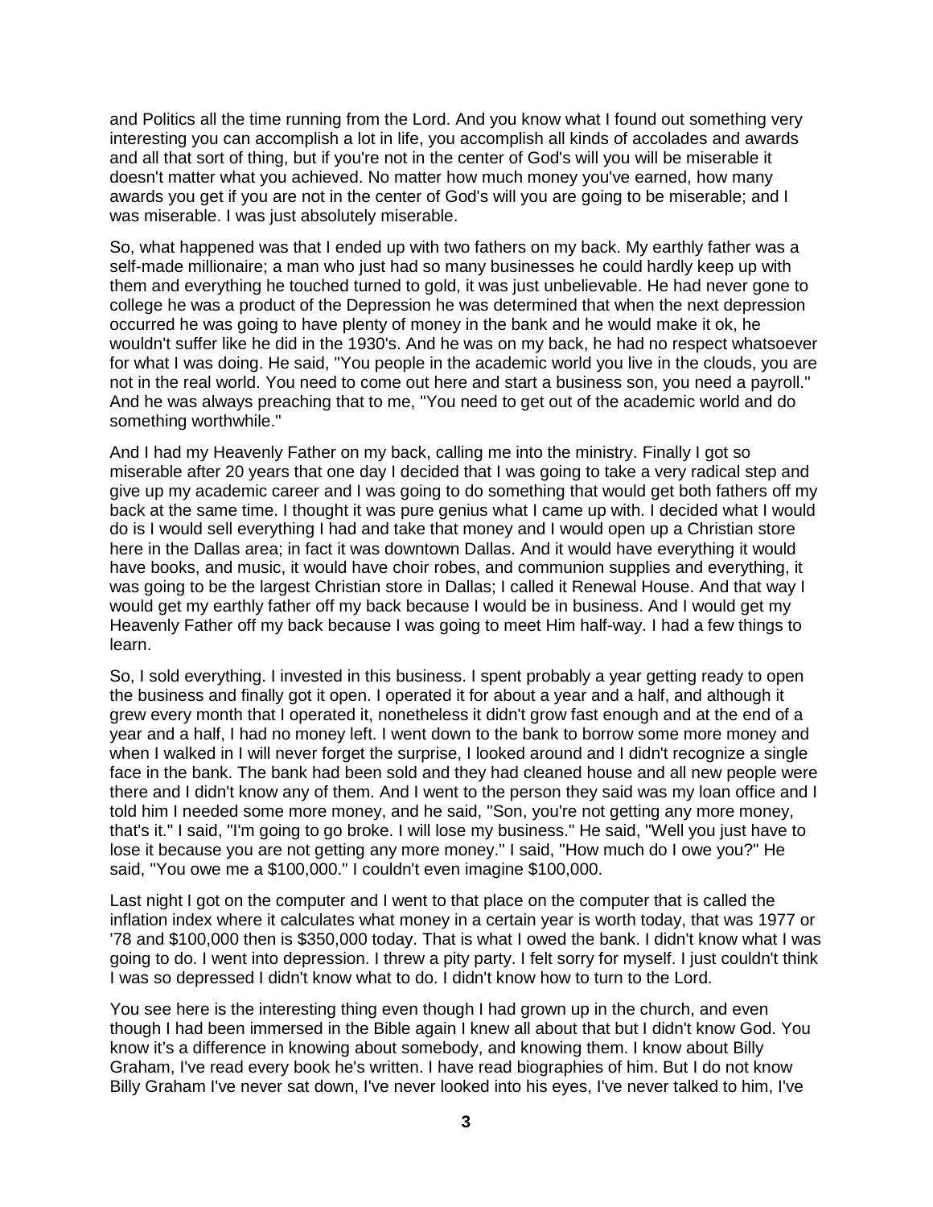and Politics all the time running from the Lord. And you know what I found out something very interesting you can accomplish a lot in life, you accomplish all kinds of accolades and awards and all that sort of thing, but if you're not in the center of God's will you will be miserable it doesn't matter what you achieved. No matter how much money you've earned, how many awards you get if you are not in the center of God's will you are going to be miserable; and I was miserable. I was just absolutely miserable.

So, what happened was that I ended up with two fathers on my back. My earthly father was a self-made millionaire; a man who just had so many businesses he could hardly keep up with them and everything he touched turned to gold, it was just unbelievable. He had never gone to college he was a product of the Depression he was determined that when the next depression occurred he was going to have plenty of money in the bank and he would make it ok, he wouldn't suffer like he did in the 1930's. And he was on my back, he had no respect whatsoever for what I was doing. He said, "You people in the academic world you live in the clouds, you are not in the real world. You need to come out here and start a business son, you need a payroll." And he was always preaching that to me, "You need to get out of the academic world and do something worthwhile."

And I had my Heavenly Father on my back, calling me into the ministry. Finally I got so miserable after 20 years that one day I decided that I was going to take a very radical step and give up my academic career and I was going to do something that would get both fathers off my back at the same time. I thought it was pure genius what I came up with. I decided what I would do is I would sell everything I had and take that money and I would open up a Christian store here in the Dallas area; in fact it was downtown Dallas. And it would have everything it would have books, and music, it would have choir robes, and communion supplies and everything, it was going to be the largest Christian store in Dallas; I called it Renewal House. And that way I would get my earthly father off my back because I would be in business. And I would get my Heavenly Father off my back because I was going to meet Him half-way. I had a few things to learn.

So, I sold everything. I invested in this business. I spent probably a year getting ready to open the business and finally got it open. I operated it for about a year and a half, and although it grew every month that I operated it, nonetheless it didn't grow fast enough and at the end of a year and a half, I had no money left. I went down to the bank to borrow some more money and when I walked in I will never forget the surprise, I looked around and I didn't recognize a single face in the bank. The bank had been sold and they had cleaned house and all new people were there and I didn't know any of them. And I went to the person they said was my loan office and I told him I needed some more money, and he said, "Son, you're not getting any more money, that's it." I said, "I'm going to go broke. I will lose my business." He said, "Well you just have to lose it because you are not getting any more money." I said, "How much do I owe you?" He said, "You owe me a $100,000." I couldn't even imagine $100,000.

Last night I got on the computer and I went to that place on the computer that is called the inflation index where it calculates what money in a certain year is worth today, that was 1977 or '78 and $100,000 then is $350,000 today. That is what I owed the bank. I didn't know what I was going to do. I went into depression. I threw a pity party. I felt sorry for myself. I just couldn't think I was so depressed I didn't know what to do. I didn't know how to turn to the Lord.

You see here is the interesting thing even though I had grown up in the church, and even though I had been immersed in the Bible again I knew all about that but I didn't know God. You know it's a difference in knowing about somebody, and knowing them. I know about Billy Graham, I've read every book he's written. I have read biographies of him. But I do not know Billy Graham I've never sat down, I've never looked into his eyes, I've never talked to him, I've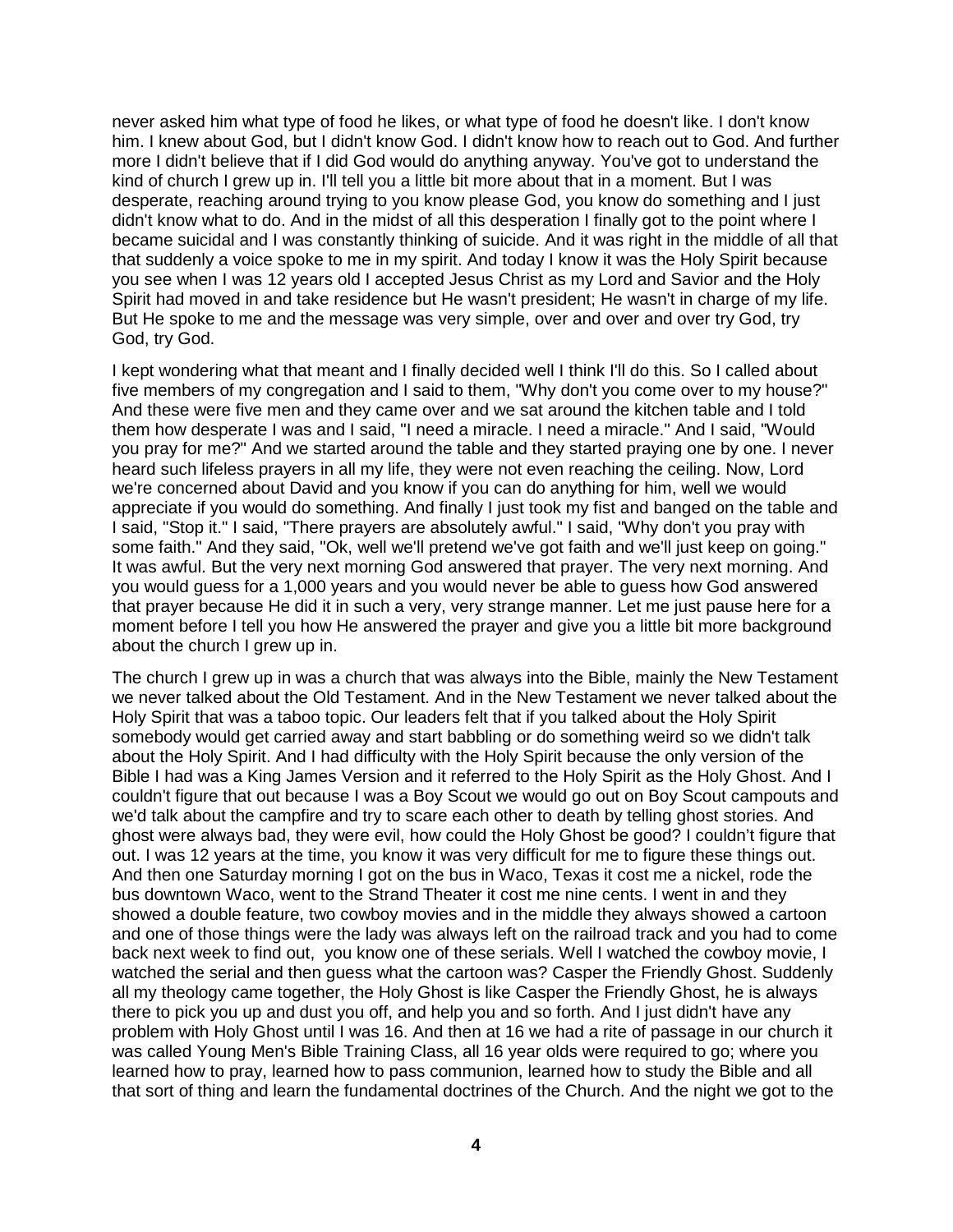never asked him what type of food he likes, or what type of food he doesn't like. I don't know him. I knew about God, but I didn't know God. I didn't know how to reach out to God. And further more I didn't believe that if I did God would do anything anyway. You've got to understand the kind of church I grew up in. I'll tell you a little bit more about that in a moment. But I was desperate, reaching around trying to you know please God, you know do something and I just didn't know what to do. And in the midst of all this desperation I finally got to the point where I became suicidal and I was constantly thinking of suicide. And it was right in the middle of all that that suddenly a voice spoke to me in my spirit. And today I know it was the Holy Spirit because you see when I was 12 years old I accepted Jesus Christ as my Lord and Savior and the Holy Spirit had moved in and take residence but He wasn't president; He wasn't in charge of my life. But He spoke to me and the message was very simple, over and over and over try God, try God, try God.

I kept wondering what that meant and I finally decided well I think I'll do this. So I called about five members of my congregation and I said to them, "Why don't you come over to my house?" And these were five men and they came over and we sat around the kitchen table and I told them how desperate I was and I said, "I need a miracle. I need a miracle." And I said, "Would you pray for me?" And we started around the table and they started praying one by one. I never heard such lifeless prayers in all my life, they were not even reaching the ceiling. Now, Lord we're concerned about David and you know if you can do anything for him, well we would appreciate if you would do something. And finally I just took my fist and banged on the table and I said, "Stop it." I said, "There prayers are absolutely awful." I said, "Why don't you pray with some faith." And they said, "Ok, well we'll pretend we've got faith and we'll just keep on going." It was awful. But the very next morning God answered that prayer. The very next morning. And you would guess for a 1,000 years and you would never be able to guess how God answered that prayer because He did it in such a very, very strange manner. Let me just pause here for a moment before I tell you how He answered the prayer and give you a little bit more background about the church I grew up in.

The church I grew up in was a church that was always into the Bible, mainly the New Testament we never talked about the Old Testament. And in the New Testament we never talked about the Holy Spirit that was a taboo topic. Our leaders felt that if you talked about the Holy Spirit somebody would get carried away and start babbling or do something weird so we didn't talk about the Holy Spirit. And I had difficulty with the Holy Spirit because the only version of the Bible I had was a King James Version and it referred to the Holy Spirit as the Holy Ghost. And I couldn't figure that out because I was a Boy Scout we would go out on Boy Scout campouts and we'd talk about the campfire and try to scare each other to death by telling ghost stories. And ghost were always bad, they were evil, how could the Holy Ghost be good? I couldn't figure that out. I was 12 years at the time, you know it was very difficult for me to figure these things out. And then one Saturday morning I got on the bus in Waco, Texas it cost me a nickel, rode the bus downtown Waco, went to the Strand Theater it cost me nine cents. I went in and they showed a double feature, two cowboy movies and in the middle they always showed a cartoon and one of those things were the lady was always left on the railroad track and you had to come back next week to find out, you know one of these serials. Well I watched the cowboy movie, I watched the serial and then guess what the cartoon was? Casper the Friendly Ghost. Suddenly all my theology came together, the Holy Ghost is like Casper the Friendly Ghost, he is always there to pick you up and dust you off, and help you and so forth. And I just didn't have any problem with Holy Ghost until I was 16. And then at 16 we had a rite of passage in our church it was called Young Men's Bible Training Class, all 16 year olds were required to go; where you learned how to pray, learned how to pass communion, learned how to study the Bible and all that sort of thing and learn the fundamental doctrines of the Church. And the night we got to the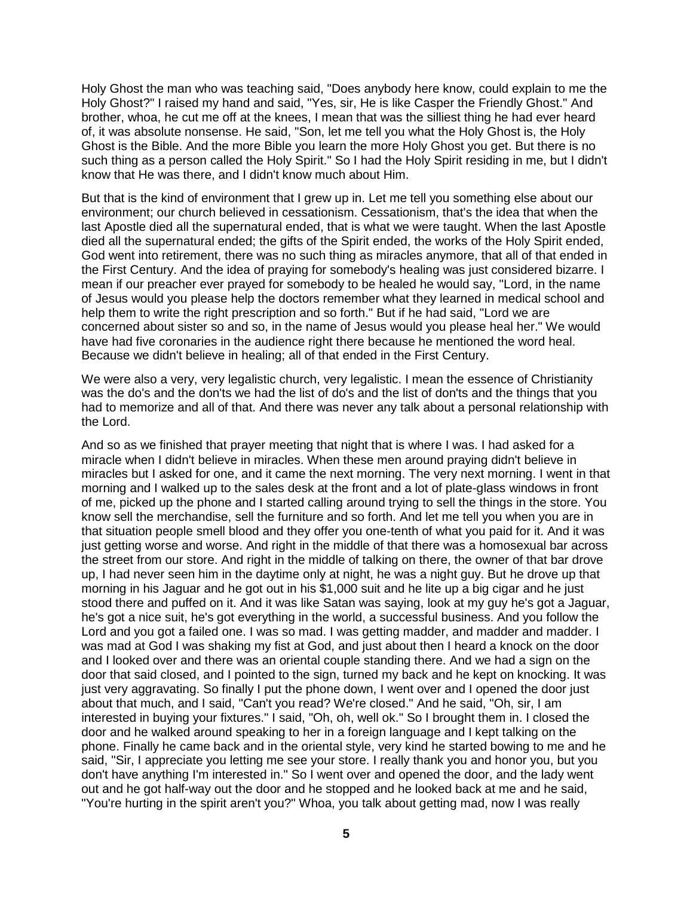Holy Ghost the man who was teaching said, "Does anybody here know, could explain to me the Holy Ghost?" I raised my hand and said, "Yes, sir, He is like Casper the Friendly Ghost." And brother, whoa, he cut me off at the knees, I mean that was the silliest thing he had ever heard of, it was absolute nonsense. He said, "Son, let me tell you what the Holy Ghost is, the Holy Ghost is the Bible. And the more Bible you learn the more Holy Ghost you get. But there is no such thing as a person called the Holy Spirit." So I had the Holy Spirit residing in me, but I didn't know that He was there, and I didn't know much about Him.

But that is the kind of environment that I grew up in. Let me tell you something else about our environment; our church believed in cessationism. Cessationism, that's the idea that when the last Apostle died all the supernatural ended, that is what we were taught. When the last Apostle died all the supernatural ended; the gifts of the Spirit ended, the works of the Holy Spirit ended, God went into retirement, there was no such thing as miracles anymore, that all of that ended in the First Century. And the idea of praying for somebody's healing was just considered bizarre. I mean if our preacher ever prayed for somebody to be healed he would say, "Lord, in the name of Jesus would you please help the doctors remember what they learned in medical school and help them to write the right prescription and so forth." But if he had said, "Lord we are concerned about sister so and so, in the name of Jesus would you please heal her." We would have had five coronaries in the audience right there because he mentioned the word heal. Because we didn't believe in healing; all of that ended in the First Century.

We were also a very, very legalistic church, very legalistic. I mean the essence of Christianity was the do's and the don'ts we had the list of do's and the list of don'ts and the things that you had to memorize and all of that. And there was never any talk about a personal relationship with the Lord.

And so as we finished that prayer meeting that night that is where I was. I had asked for a miracle when I didn't believe in miracles. When these men around praying didn't believe in miracles but I asked for one, and it came the next morning. The very next morning. I went in that morning and I walked up to the sales desk at the front and a lot of plate-glass windows in front of me, picked up the phone and I started calling around trying to sell the things in the store. You know sell the merchandise, sell the furniture and so forth. And let me tell you when you are in that situation people smell blood and they offer you one-tenth of what you paid for it. And it was just getting worse and worse. And right in the middle of that there was a homosexual bar across the street from our store. And right in the middle of talking on there, the owner of that bar drove up, I had never seen him in the daytime only at night, he was a night guy. But he drove up that morning in his Jaguar and he got out in his $1,000 suit and he lite up a big cigar and he just stood there and puffed on it. And it was like Satan was saying, look at my guy he's got a Jaguar, he's got a nice suit, he's got everything in the world, a successful business. And you follow the Lord and you got a failed one. I was so mad. I was getting madder, and madder and madder. I was mad at God I was shaking my fist at God, and just about then I heard a knock on the door and I looked over and there was an oriental couple standing there. And we had a sign on the door that said closed, and I pointed to the sign, turned my back and he kept on knocking. It was just very aggravating. So finally I put the phone down, I went over and I opened the door just about that much, and I said, "Can't you read? We're closed." And he said, "Oh, sir, I am interested in buying your fixtures." I said, "Oh, oh, well ok." So I brought them in. I closed the door and he walked around speaking to her in a foreign language and I kept talking on the phone. Finally he came back and in the oriental style, very kind he started bowing to me and he said, "Sir, I appreciate you letting me see your store. I really thank you and honor you, but you don't have anything I'm interested in." So I went over and opened the door, and the lady went out and he got half-way out the door and he stopped and he looked back at me and he said, "You're hurting in the spirit aren't you?" Whoa, you talk about getting mad, now I was really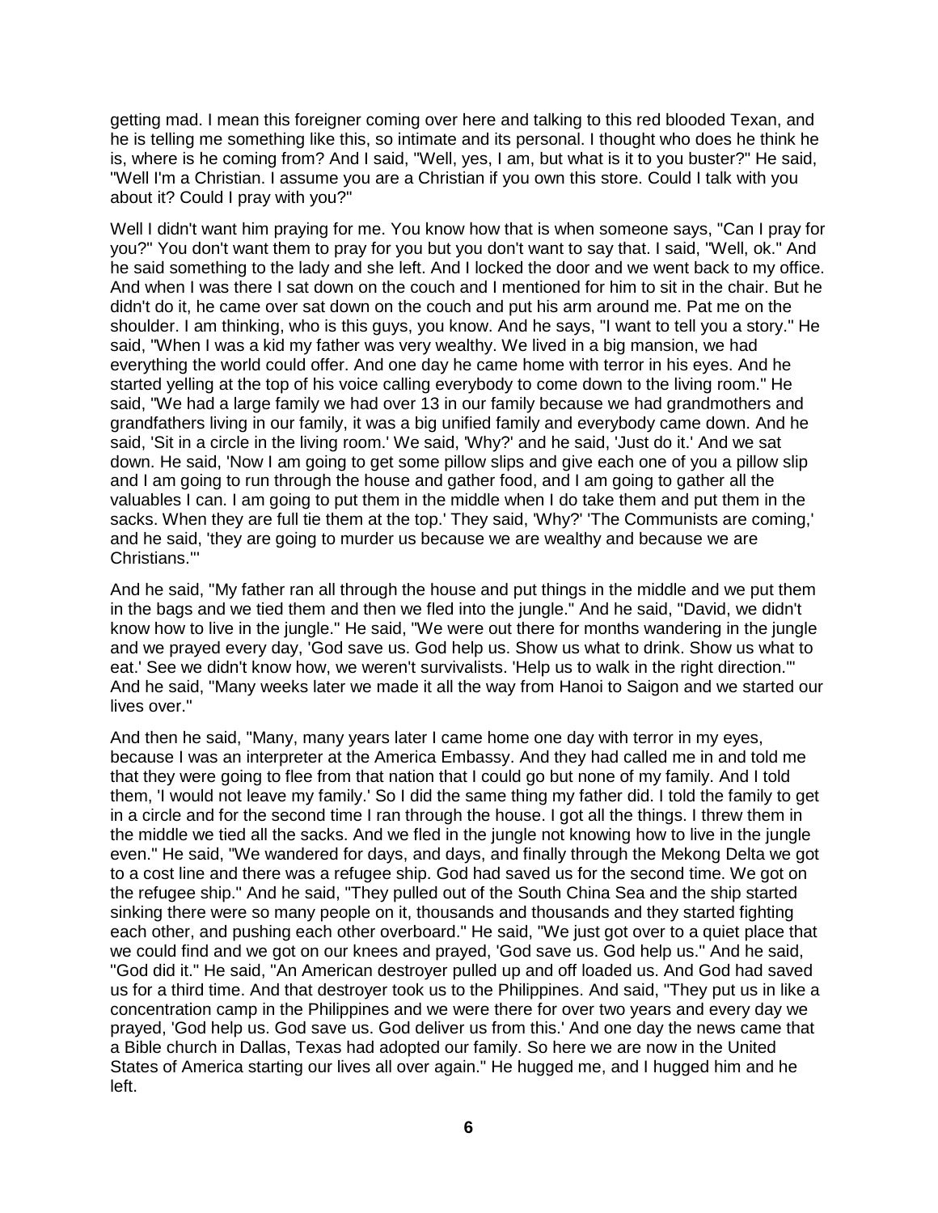getting mad. I mean this foreigner coming over here and talking to this red blooded Texan, and he is telling me something like this, so intimate and its personal. I thought who does he think he is, where is he coming from? And I said, "Well, yes, I am, but what is it to you buster?" He said, "Well I'm a Christian. I assume you are a Christian if you own this store. Could I talk with you about it? Could I pray with you?"

Well I didn't want him praying for me. You know how that is when someone says, "Can I pray for you?" You don't want them to pray for you but you don't want to say that. I said, "Well, ok." And he said something to the lady and she left. And I locked the door and we went back to my office. And when I was there I sat down on the couch and I mentioned for him to sit in the chair. But he didn't do it, he came over sat down on the couch and put his arm around me. Pat me on the shoulder. I am thinking, who is this guys, you know. And he says, "I want to tell you a story." He said, "When I was a kid my father was very wealthy. We lived in a big mansion, we had everything the world could offer. And one day he came home with terror in his eyes. And he started yelling at the top of his voice calling everybody to come down to the living room." He said, "We had a large family we had over 13 in our family because we had grandmothers and grandfathers living in our family, it was a big unified family and everybody came down. And he said, 'Sit in a circle in the living room.' We said, 'Why?' and he said, 'Just do it.' And we sat down. He said, 'Now I am going to get some pillow slips and give each one of you a pillow slip and I am going to run through the house and gather food, and I am going to gather all the valuables I can. I am going to put them in the middle when I do take them and put them in the sacks. When they are full tie them at the top.' They said, 'Why?' 'The Communists are coming,' and he said, 'they are going to murder us because we are wealthy and because we are Christians.'"

And he said, "My father ran all through the house and put things in the middle and we put them in the bags and we tied them and then we fled into the jungle." And he said, "David, we didn't know how to live in the jungle." He said, "We were out there for months wandering in the jungle and we prayed every day, 'God save us. God help us. Show us what to drink. Show us what to eat.' See we didn't know how, we weren't survivalists. 'Help us to walk in the right direction.'" And he said, "Many weeks later we made it all the way from Hanoi to Saigon and we started our lives over."

And then he said, "Many, many years later I came home one day with terror in my eyes, because I was an interpreter at the America Embassy. And they had called me in and told me that they were going to flee from that nation that I could go but none of my family. And I told them, 'I would not leave my family.' So I did the same thing my father did. I told the family to get in a circle and for the second time I ran through the house. I got all the things. I threw them in the middle we tied all the sacks. And we fled in the jungle not knowing how to live in the jungle even." He said, "We wandered for days, and days, and finally through the Mekong Delta we got to a cost line and there was a refugee ship. God had saved us for the second time. We got on the refugee ship." And he said, "They pulled out of the South China Sea and the ship started sinking there were so many people on it, thousands and thousands and they started fighting each other, and pushing each other overboard." He said, "We just got over to a quiet place that we could find and we got on our knees and prayed, 'God save us. God help us.'' And he said, "God did it." He said, "An American destroyer pulled up and off loaded us. And God had saved us for a third time. And that destroyer took us to the Philippines. And said, "They put us in like a concentration camp in the Philippines and we were there for over two years and every day we prayed, 'God help us. God save us. God deliver us from this.' And one day the news came that a Bible church in Dallas, Texas had adopted our family. So here we are now in the United States of America starting our lives all over again." He hugged me, and I hugged him and he left.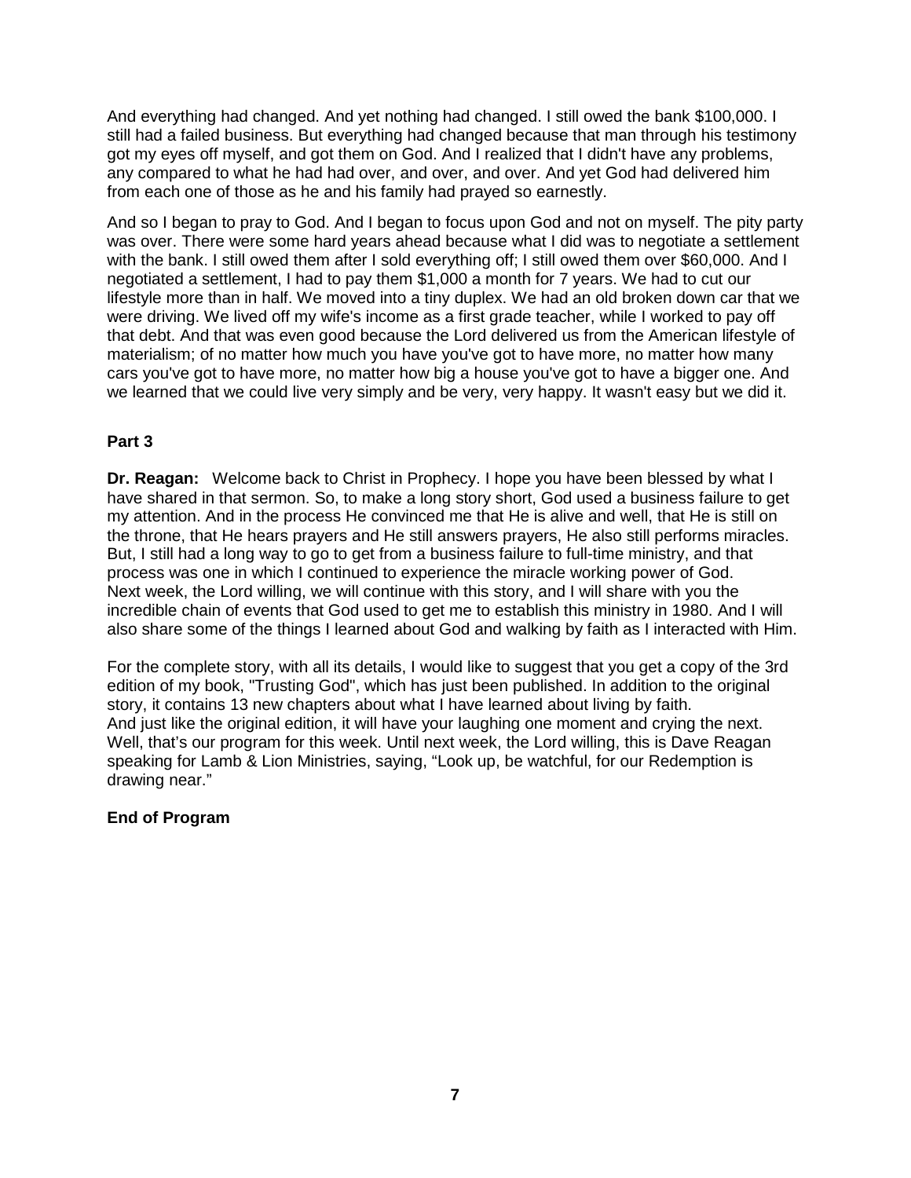And everything had changed. And yet nothing had changed. I still owed the bank $100,000. I still had a failed business. But everything had changed because that man through his testimony got my eyes off myself, and got them on God. And I realized that I didn't have any problems, any compared to what he had had over, and over, and over. And yet God had delivered him from each one of those as he and his family had prayed so earnestly.

And so I began to pray to God. And I began to focus upon God and not on myself. The pity party was over. There were some hard years ahead because what I did was to negotiate a settlement with the bank. I still owed them after I sold everything off; I still owed them over $60,000. And I negotiated a settlement, I had to pay them $1,000 a month for 7 years. We had to cut our lifestyle more than in half. We moved into a tiny duplex. We had an old broken down car that we were driving. We lived off my wife's income as a first grade teacher, while I worked to pay off that debt. And that was even good because the Lord delivered us from the American lifestyle of materialism; of no matter how much you have you've got to have more, no matter how many cars you've got to have more, no matter how big a house you've got to have a bigger one. And we learned that we could live very simply and be very, very happy. It wasn't easy but we did it.

**Part 3**

**Dr. Reagan:** Welcome back to Christ in Prophecy. I hope you have been blessed by what I have shared in that sermon. So, to make a long story short, God used a business failure to get my attention. And in the process He convinced me that He is alive and well, that He is still on the throne, that He hears prayers and He still answers prayers, He also still performs miracles. But, I still had a long way to go to get from a business failure to full-time ministry, and that process was one in which I continued to experience the miracle working power of God.
Next week, the Lord willing, we will continue with this story, and I will share with you the incredible chain of events that God used to get me to establish this ministry in 1980. And I will also share some of the things I learned about God and walking by faith as I interacted with Him.

For the complete story, with all its details, I would like to suggest that you get a copy of the 3rd edition of my book, "Trusting God", which has just been published. In addition to the original story, it contains 13 new chapters about what I have learned about living by faith.
And just like the original edition, it will have your laughing one moment and crying the next.
Well, that's our program for this week. Until next week, the Lord willing, this is Dave Reagan speaking for Lamb & Lion Ministries, saying, "Look up, be watchful, for our Redemption is drawing near."

**End of Program**